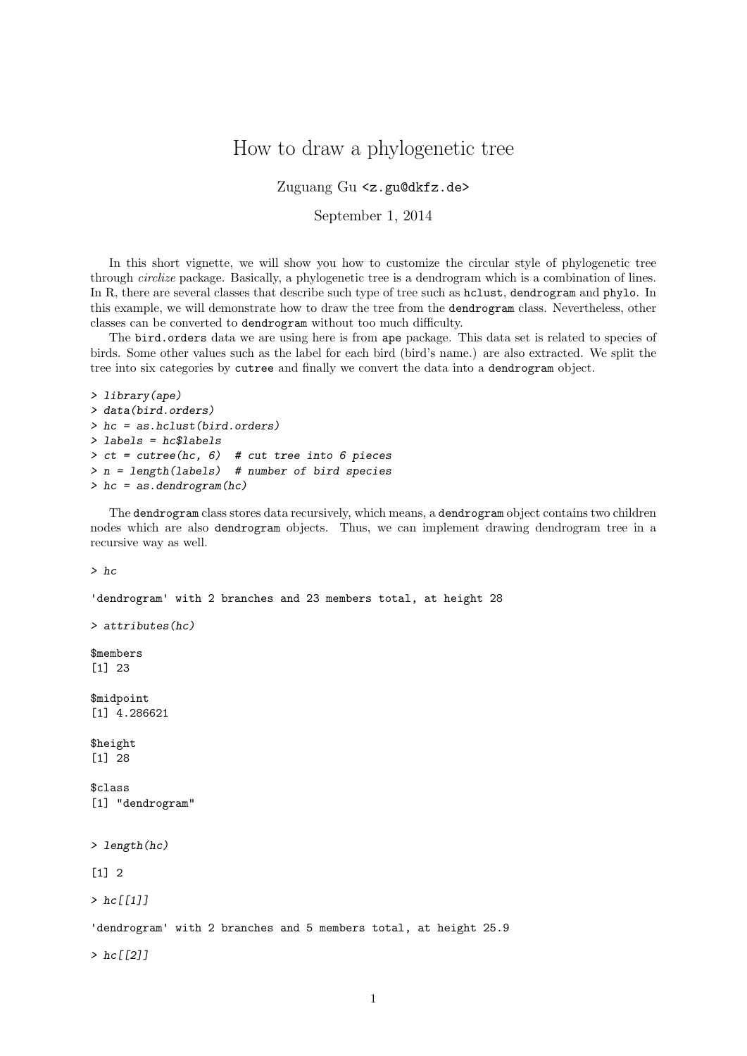# How to draw a phylogenetic tree

Zuguang Gu <z.gu@dkfz.de>

September 1, 2014

In this short vignette, we will show you how to customize the circular style of phylogenetic tree through *circlize* package. Basically, a phylogenetic tree is a dendrogram which is a combination of lines. In R, there are several classes that describe such type of tree such as `hclust`, `dendrogram` and `phylo`. In this example, we will demonstrate how to draw the tree from the `dendrogram` class. Nevertheless, other classes can be converted to `dendrogram` without too much difficulty.

The `bird.orders` data we are using here is from `ape` package. This data set is related to species of birds. Some other values such as the label for each bird (bird's name.) are also extracted. We split the tree into six categories by `cutree` and finally we convert the data into a `dendrogram` object.

```
> library(ape)
> data(bird.orders)
> hc = as.hclust(bird.orders)
> labels = hc$labels
> ct = cutree(hc, 6)  # cut tree into 6 pieces
> n = length(labels)  # number of bird species
> hc = as.dendrogram(hc)
```

The `dendrogram` class stores data recursively, which means, a `dendrogram` object contains two children nodes which are also `dendrogram` objects. Thus, we can implement drawing dendrogram tree in a recursive way as well.

```
> hc

'dendrogram' with 2 branches and 23 members total, at height 28

> attributes(hc)

$members
[1] 23

$midpoint
[1] 4.286621

$height
[1] 28

$class
[1] "dendrogram"


> length(hc)

[1] 2

> hc[[1]]

'dendrogram' with 2 branches and 5 members total, at height 25.9

> hc[[2]]
```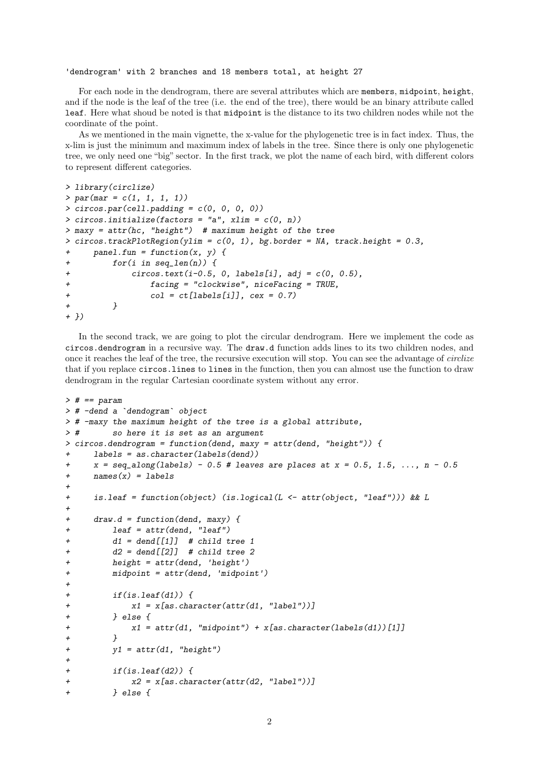```
'dendrogram' with 2 branches and 18 members total, at height 27
```

For each node in the dendrogram, there are several attributes which are `members`, `midpoint`, `height`, and if the node is the leaf of the tree (i.e. the end of the tree), there would be an binary attribute called `leaf`. Here what shoud be noted is that `midpoint` is the distance to its two children nodes while not the coordinate of the point.

As we mentioned in the main vignette, the x-value for the phylogenetic tree is in fact index. Thus, the x-lim is just the minimum and maximum index of labels in the tree. Since there is only one phylogenetic tree, we only need one "big" sector. In the first track, we plot the name of each bird, with different colors to represent different categories.

```
> library(circlize)
> par(mar = c(1, 1, 1, 1))
> circos.par(cell.padding = c(0, 0, 0, 0))
> circos.initialize(factors = "a", xlim = c(0, n))
> maxy = attr(hc, "height")  # maximum height of the tree
> circos.trackPlotRegion(ylim = c(0, 1), bg.border = NA, track.height = 0.3,
+     panel.fun = function(x, y) {
+         for(i in seq_len(n)) {
+             circos.text(i-0.5, 0, labels[i], adj = c(0, 0.5),
+                 facing = "clockwise", niceFacing = TRUE,
+                 col = ct[labels[i]], cex = 0.7)
+         }
+ })
```

In the second track, we are going to plot the circular dendrogram. Here we implement the code as `circos.dendrogram` in a recursive way. The `draw.d` function adds lines to its two children nodes, and once it reaches the leaf of the tree, the recursive execution will stop. You can see the advantage of *circlize* that if you replace `circos.lines` to `lines` in the function, then you can almost use the function to draw dendrogram in the regular Cartesian coordinate system without any error.

```
> # == param
> # -dend a `dendogram` object
> # -maxy the maximum height of the tree is a global attribute,
> #       so here it is set as an argument
> circos.dendrogram = function(dend, maxy = attr(dend, "height")) {
+     labels = as.character(labels(dend))
+     x = seq_along(labels) - 0.5 # leaves are places at x = 0.5, 1.5, ..., n - 0.5
+     names(x) = labels
+
+     is.leaf = function(object) (is.logical(L <- attr(object, "leaf"))) && L
+
+     draw.d = function(dend, maxy) {
+         leaf = attr(dend, "leaf")
+         d1 = dend[[1]]  # child tree 1
+         d2 = dend[[2]]  # child tree 2
+         height = attr(dend, 'height')
+         midpoint = attr(dend, 'midpoint')
+
+         if(is.leaf(d1)) {
+             x1 = x[as.character(attr(d1, "label"))]
+         } else {
+             x1 = attr(d1, "midpoint") + x[as.character(labels(d1))[1]]
+         }
+         y1 = attr(d1, "height")
+
+         if(is.leaf(d2)) {
+             x2 = x[as.character(attr(d2, "label"))]
+         } else {
```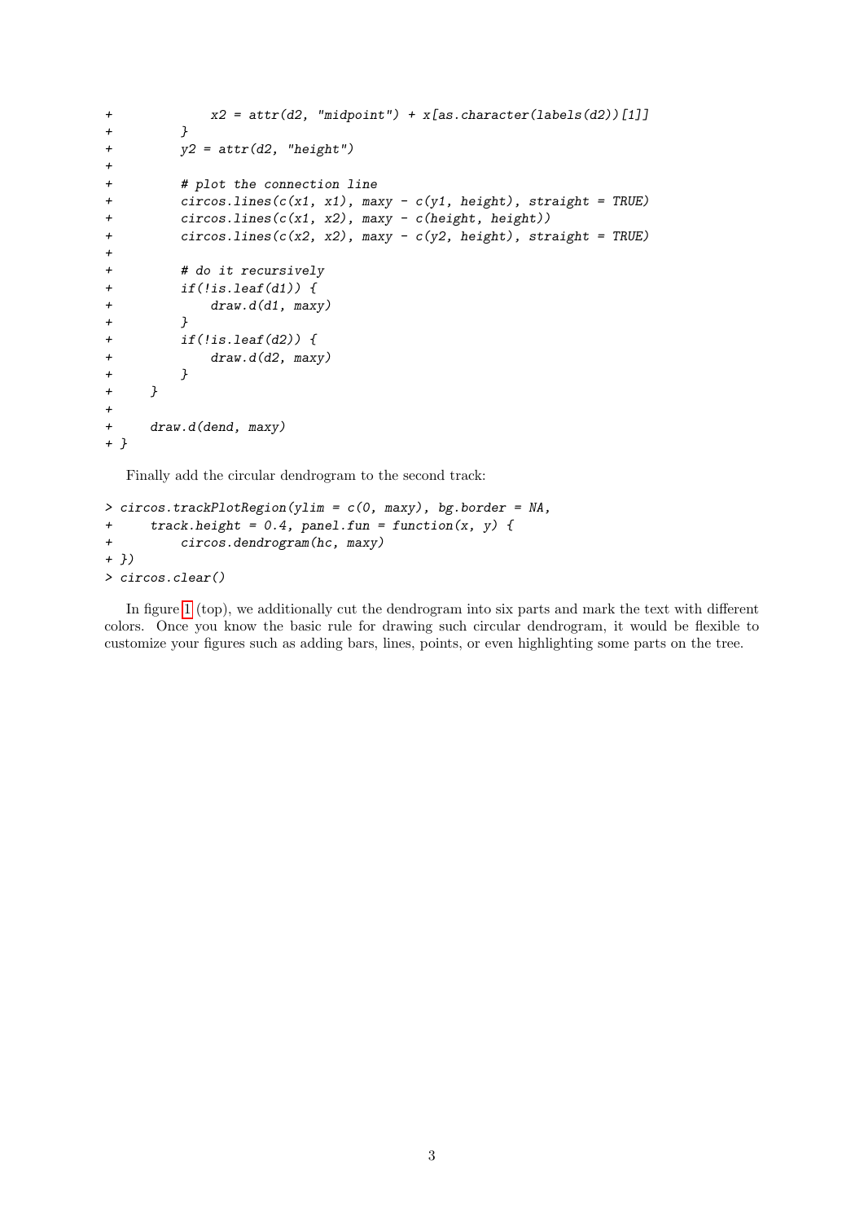```
+             x2 = attr(d2, "midpoint") + x[as.character(labels(d2))[1]]
+         }
+         y2 = attr(d2, "height")
+
+         # plot the connection line
+         circos.lines(c(x1, x1), maxy - c(y1, height), straight = TRUE)
+         circos.lines(c(x1, x2), maxy - c(height, height))
+         circos.lines(c(x2, x2), maxy - c(y2, height), straight = TRUE)
+
+         # do it recursively
+         if(!is.leaf(d1)) {
+             draw.d(d1, maxy)
+         }
+         if(!is.leaf(d2)) {
+             draw.d(d2, maxy)
+         }
+     }
+
+     draw.d(dend, maxy)
+ }
```

Finally add the circular dendrogram to the second track:

```
> circos.trackPlotRegion(ylim = c(0, maxy), bg.border = NA,
+     track.height = 0.4, panel.fun = function(x, y) {
+         circos.dendrogram(hc, maxy)
+ })
> circos.clear()
```

In figure 1 (top), we additionally cut the dendrogram into six parts and mark the text with different colors. Once you know the basic rule for drawing such circular dendrogram, it would be flexible to customize your figures such as adding bars, lines, points, or even highlighting some parts on the tree.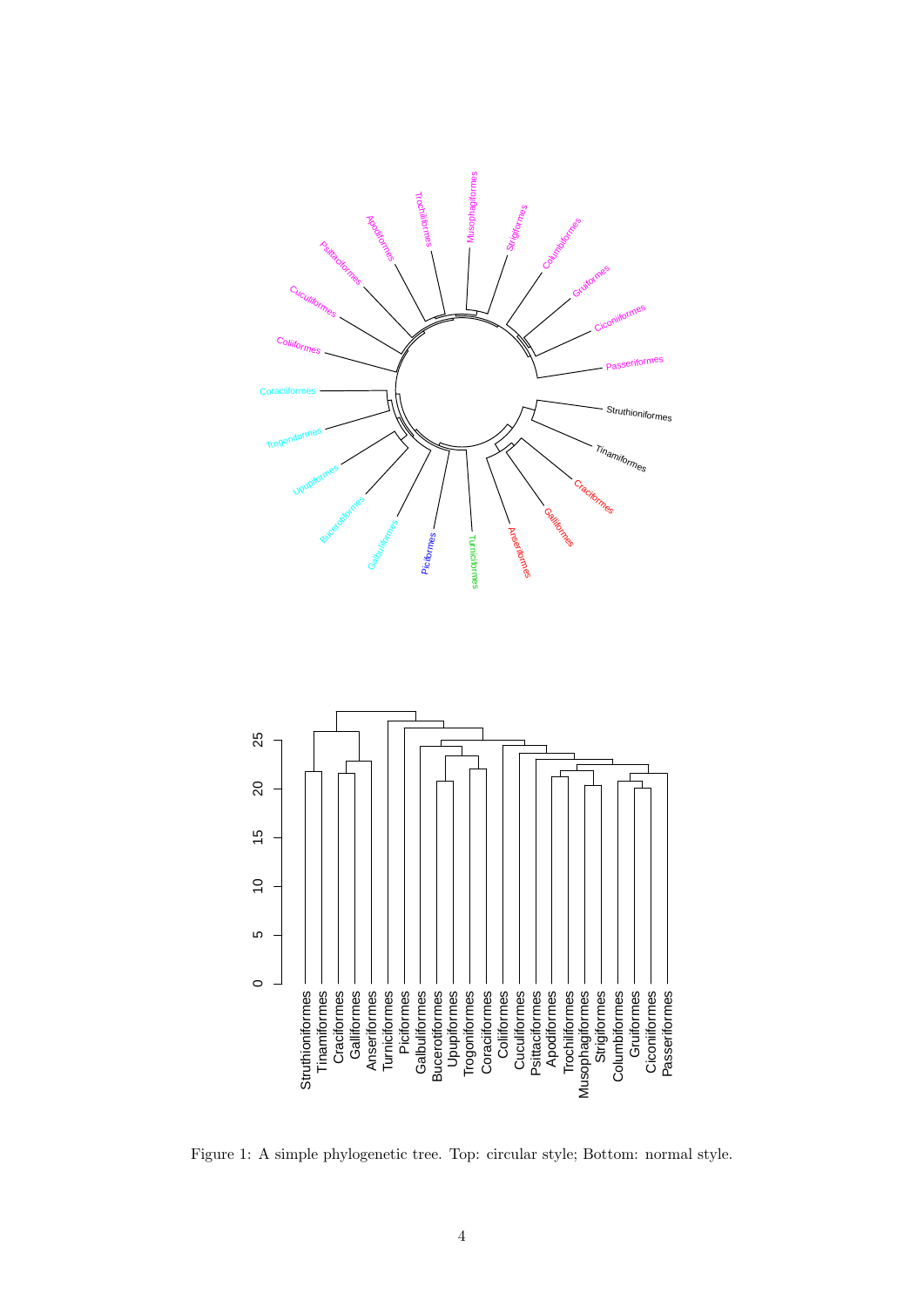Trochiliformes
Musophagiformes
Apodiformes
Strigiformes
Psittaciformes
Columbiformes
Cuculiformes
Gruiformes
Ciconiiformes
Coliiformes
Passeriformes
Coraciiformes
Struthioniformes
Trogoniformes
Tinamiformes
Upupiformes
Craciformes
Bucerotiformes
Galliformes
Galbuliformes
Anseriformes
Piciformes
Turniciformes

25
20
15
10
5
0

Struthioniformes
Tinamiformes
Craciformes
Galliformes
Anseriformes
Turniciformes
Piciformes
Galbuliformes
Bucerotiformes
Upupiformes
Trogoniformes
Coraciiformes
Coliiformes
Cuculiformes
Psittaciformes
Apodiformes
Trochiliformes
Musophagiformes
Strigiformes
Columbiformes
Gruiformes
Ciconiiformes
Passeriformes

Figure 1: A simple phylogenetic tree. Top: circular style; Bottom: normal style.